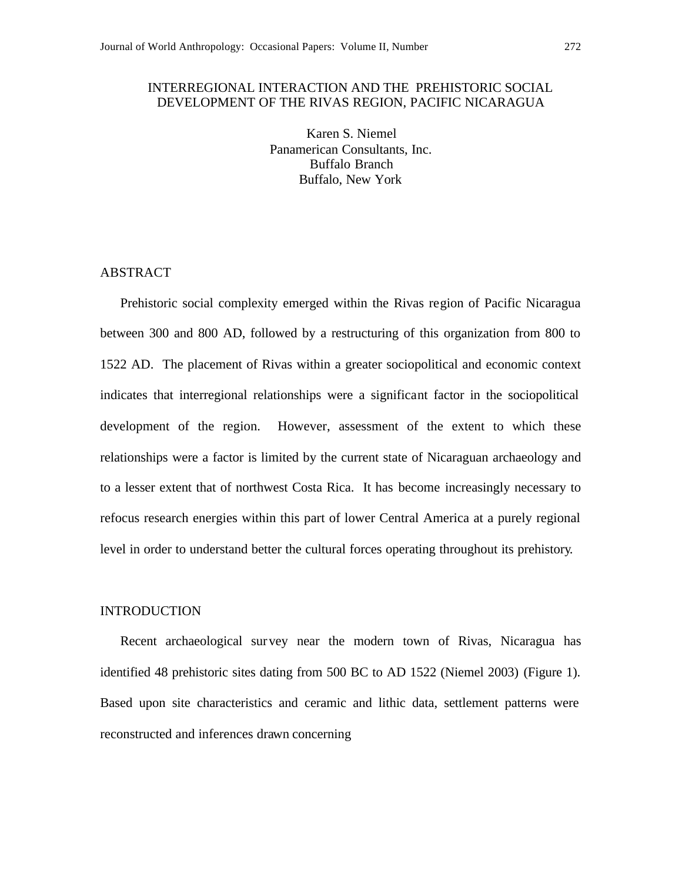# INTERREGIONAL INTERACTION AND THE PREHISTORIC SOCIAL DEVELOPMENT OF THE RIVAS REGION, PACIFIC NICARAGUA

Karen S. Niemel
Panamerican Consultants, Inc.
Buffalo Branch
Buffalo, New York

## ABSTRACT

Prehistoric social complexity emerged within the Rivas region of Pacific Nicaragua between 300 and 800 AD, followed by a restructuring of this organization from 800 to 1522 AD. The placement of Rivas within a greater sociopolitical and economic context indicates that interregional relationships were a significant factor in the sociopolitical development of the region. However, assessment of the extent to which these relationships were a factor is limited by the current state of Nicaraguan archaeology and to a lesser extent that of northwest Costa Rica. It has become increasingly necessary to refocus research energies within this part of lower Central America at a purely regional level in order to understand better the cultural forces operating throughout its prehistory.

## INTRODUCTION

Recent archaeological survey near the modern town of Rivas, Nicaragua has identified 48 prehistoric sites dating from 500 BC to AD 1522 (Niemel 2003) (Figure 1). Based upon site characteristics and ceramic and lithic data, settlement patterns were reconstructed and inferences drawn concerning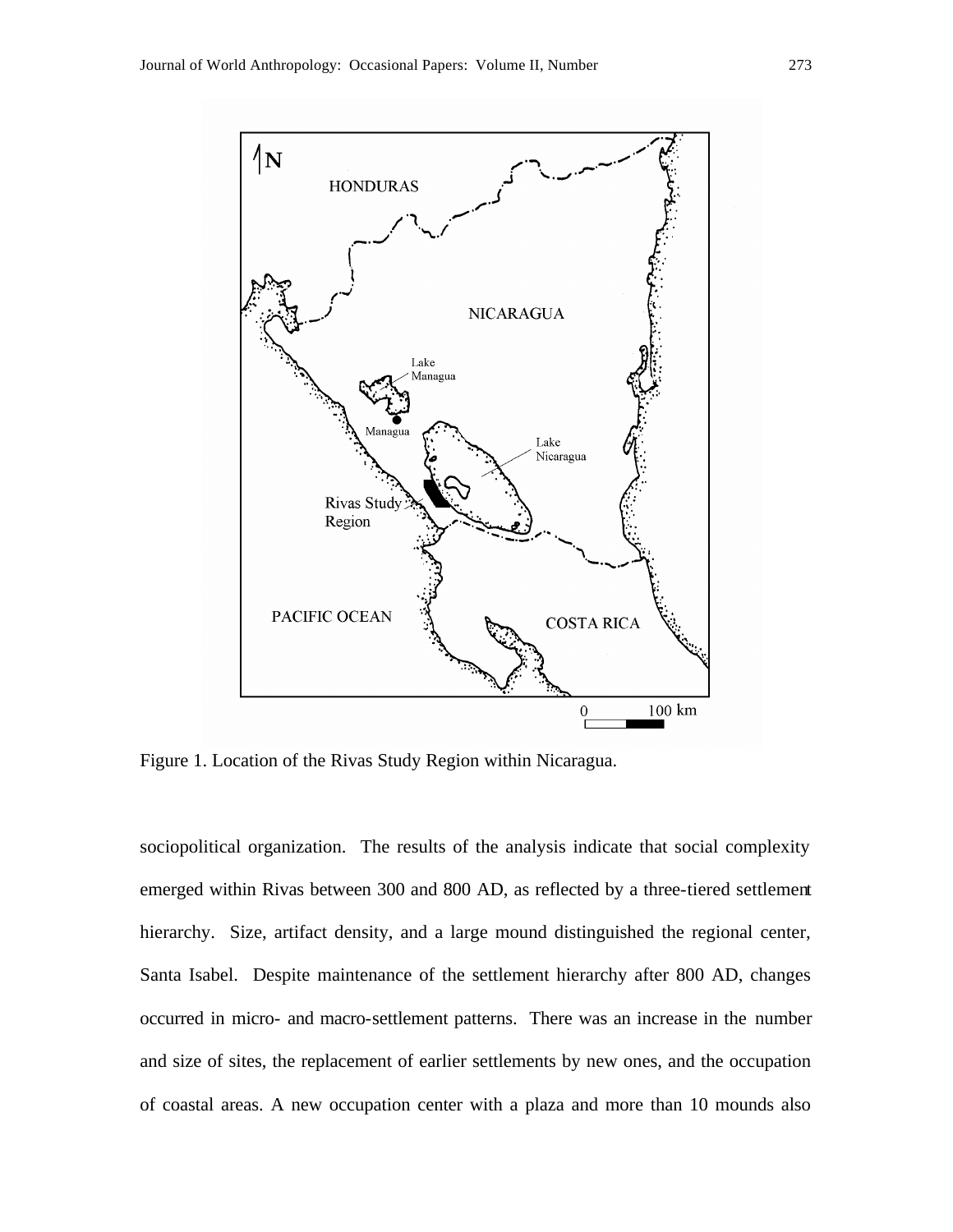Figure 1. Location of the Rivas Study Region within Nicaragua.

sociopolitical organization. The results of the analysis indicate that social complexity emerged within Rivas between 300 and 800 AD, as reflected by a three-tiered settlement hierarchy. Size, artifact density, and a large mound distinguished the regional center, Santa Isabel. Despite maintenance of the settlement hierarchy after 800 AD, changes occurred in micro- and macro-settlement patterns. There was an increase in the number and size of sites, the replacement of earlier settlements by new ones, and the occupation of coastal areas. A new occupation center with a plaza and more than 10 mounds also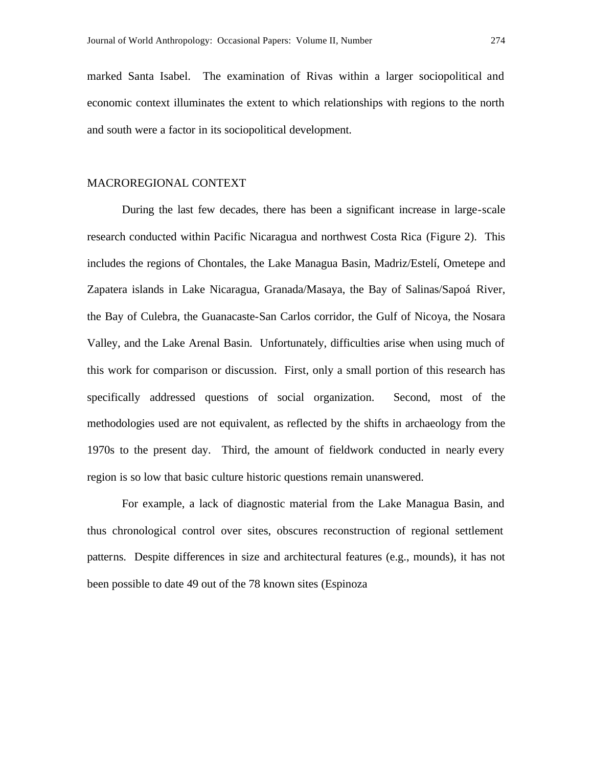marked Santa Isabel. The examination of Rivas within a larger sociopolitical and economic context illuminates the extent to which relationships with regions to the north and south were a factor in its sociopolitical development.

## MACROREGIONAL CONTEXT

During the last few decades, there has been a significant increase in large-scale research conducted within Pacific Nicaragua and northwest Costa Rica (Figure 2). This includes the regions of Chontales, the Lake Managua Basin, Madriz/Estelí, Ometepe and Zapatera islands in Lake Nicaragua, Granada/Masaya, the Bay of Salinas/Sapoá River, the Bay of Culebra, the Guanacaste-San Carlos corridor, the Gulf of Nicoya, the Nosara Valley, and the Lake Arenal Basin. Unfortunately, difficulties arise when using much of this work for comparison or discussion. First, only a small portion of this research has specifically addressed questions of social organization. Second, most of the methodologies used are not equivalent, as reflected by the shifts in archaeology from the 1970s to the present day. Third, the amount of fieldwork conducted in nearly every region is so low that basic culture historic questions remain unanswered.

For example, a lack of diagnostic material from the Lake Managua Basin, and thus chronological control over sites, obscures reconstruction of regional settlement patterns. Despite differences in size and architectural features (e.g., mounds), it has not been possible to date 49 out of the 78 known sites (Espinoza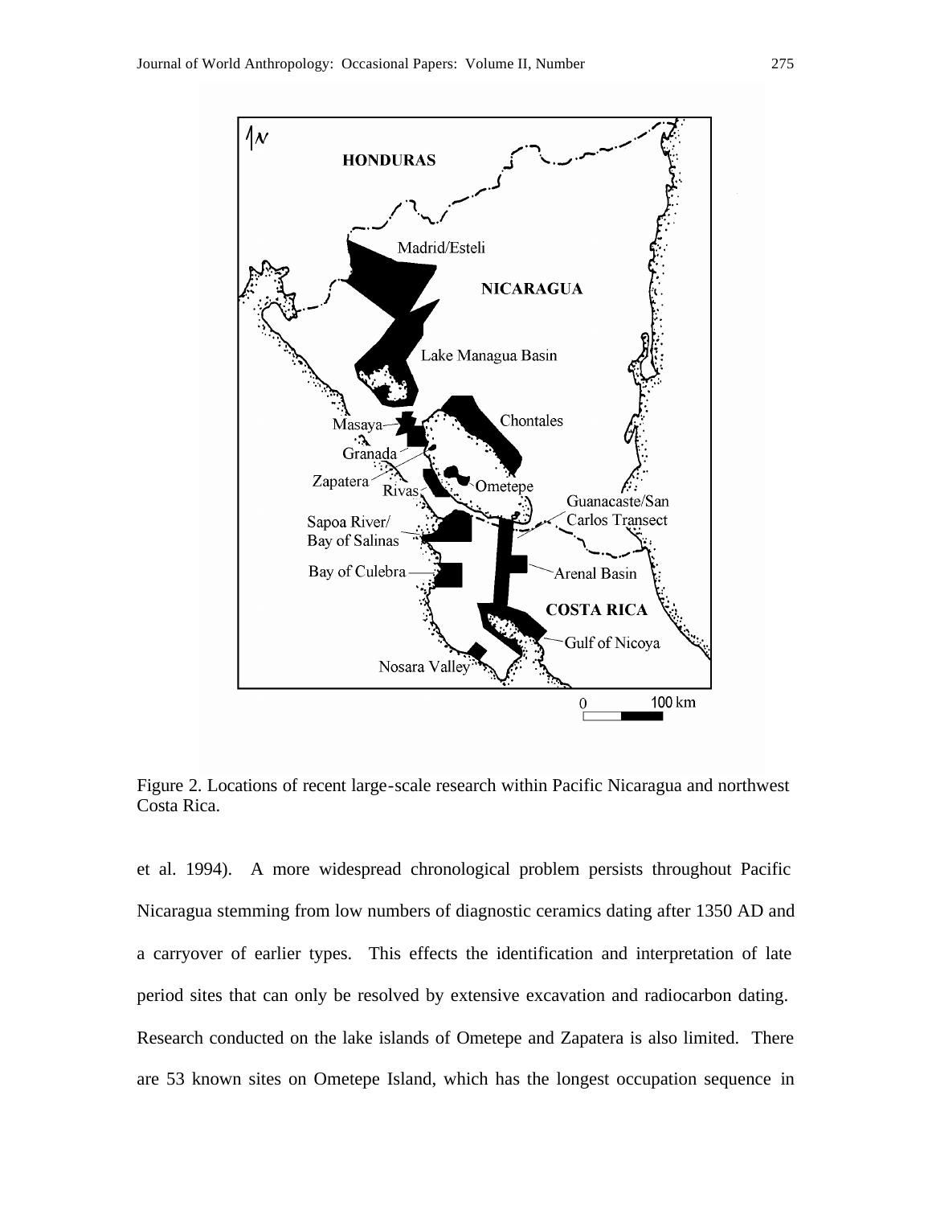Figure 2. Locations of recent large-scale research within Pacific Nicaragua and northwest Costa Rica.

et al. 1994). A more widespread chronological problem persists throughout Pacific Nicaragua stemming from low numbers of diagnostic ceramics dating after 1350 AD and a carryover of earlier types. This effects the identification and interpretation of late period sites that can only be resolved by extensive excavation and radiocarbon dating. Research conducted on the lake islands of Ometepe and Zapatera is also limited. There are 53 known sites on Ometepe Island, which has the longest occupation sequence in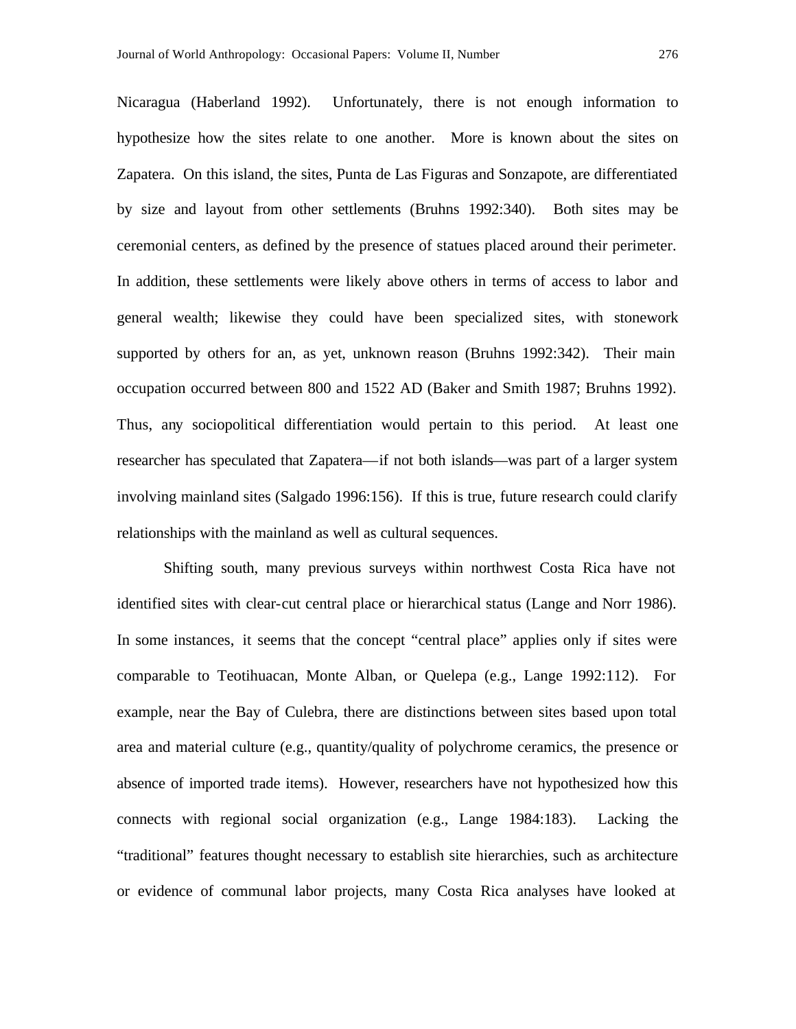Nicaragua (Haberland 1992). Unfortunately, there is not enough information to hypothesize how the sites relate to one another. More is known about the sites on Zapatera. On this island, the sites, Punta de Las Figuras and Sonzapote, are differentiated by size and layout from other settlements (Bruhns 1992:340). Both sites may be ceremonial centers, as defined by the presence of statues placed around their perimeter. In addition, these settlements were likely above others in terms of access to labor and general wealth; likewise they could have been specialized sites, with stonework supported by others for an, as yet, unknown reason (Bruhns 1992:342). Their main occupation occurred between 800 and 1522 AD (Baker and Smith 1987; Bruhns 1992). Thus, any sociopolitical differentiation would pertain to this period. At least one researcher has speculated that Zapatera—if not both islands—was part of a larger system involving mainland sites (Salgado 1996:156). If this is true, future research could clarify relationships with the mainland as well as cultural sequences.

Shifting south, many previous surveys within northwest Costa Rica have not identified sites with clear-cut central place or hierarchical status (Lange and Norr 1986). In some instances, it seems that the concept "central place" applies only if sites were comparable to Teotihuacan, Monte Alban, or Quelepa (e.g., Lange 1992:112). For example, near the Bay of Culebra, there are distinctions between sites based upon total area and material culture (e.g., quantity/quality of polychrome ceramics, the presence or absence of imported trade items). However, researchers have not hypothesized how this connects with regional social organization (e.g., Lange 1984:183). Lacking the "traditional" features thought necessary to establish site hierarchies, such as architecture or evidence of communal labor projects, many Costa Rica analyses have looked at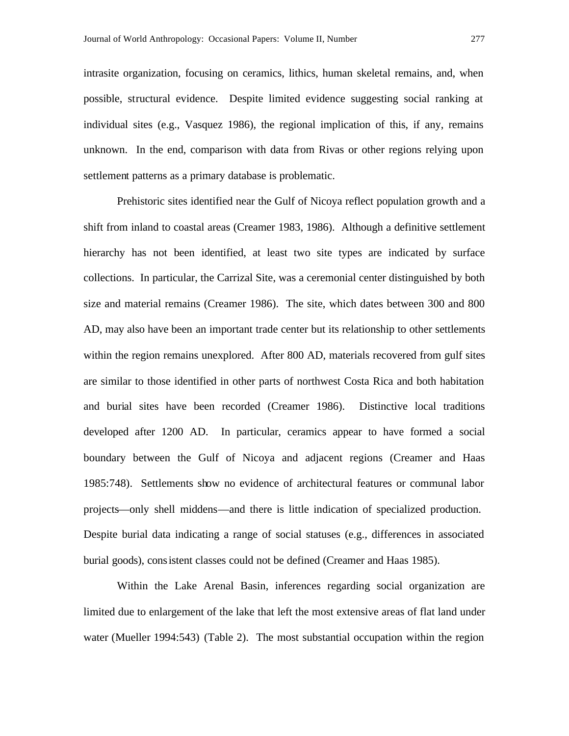intrasite organization, focusing on ceramics, lithics, human skeletal remains, and, when possible, structural evidence. Despite limited evidence suggesting social ranking at individual sites (e.g., Vasquez 1986), the regional implication of this, if any, remains unknown. In the end, comparison with data from Rivas or other regions relying upon settlement patterns as a primary database is problematic.

Prehistoric sites identified near the Gulf of Nicoya reflect population growth and a shift from inland to coastal areas (Creamer 1983, 1986). Although a definitive settlement hierarchy has not been identified, at least two site types are indicated by surface collections. In particular, the Carrizal Site, was a ceremonial center distinguished by both size and material remains (Creamer 1986). The site, which dates between 300 and 800 AD, may also have been an important trade center but its relationship to other settlements within the region remains unexplored. After 800 AD, materials recovered from gulf sites are similar to those identified in other parts of northwest Costa Rica and both habitation and burial sites have been recorded (Creamer 1986). Distinctive local traditions developed after 1200 AD. In particular, ceramics appear to have formed a social boundary between the Gulf of Nicoya and adjacent regions (Creamer and Haas 1985:748). Settlements show no evidence of architectural features or communal labor projects—only shell middens—and there is little indication of specialized production. Despite burial data indicating a range of social statuses (e.g., differences in associated burial goods), consistent classes could not be defined (Creamer and Haas 1985).

Within the Lake Arenal Basin, inferences regarding social organization are limited due to enlargement of the lake that left the most extensive areas of flat land under water (Mueller 1994:543) (Table 2). The most substantial occupation within the region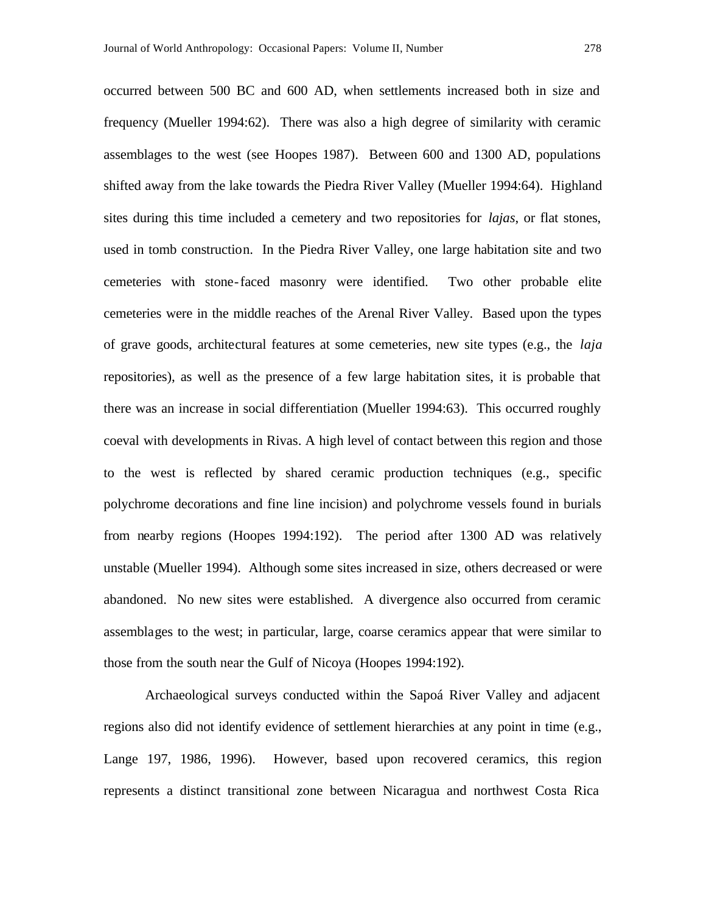occurred between 500 BC and 600 AD, when settlements increased both in size and frequency (Mueller 1994:62). There was also a high degree of similarity with ceramic assemblages to the west (see Hoopes 1987). Between 600 and 1300 AD, populations shifted away from the lake towards the Piedra River Valley (Mueller 1994:64). Highland sites during this time included a cemetery and two repositories for *lajas*, or flat stones, used in tomb construction. In the Piedra River Valley, one large habitation site and two cemeteries with stone-faced masonry were identified. Two other probable elite cemeteries were in the middle reaches of the Arenal River Valley. Based upon the types of grave goods, architectural features at some cemeteries, new site types (e.g., the *laja* repositories), as well as the presence of a few large habitation sites, it is probable that there was an increase in social differentiation (Mueller 1994:63). This occurred roughly coeval with developments in Rivas. A high level of contact between this region and those to the west is reflected by shared ceramic production techniques (e.g., specific polychrome decorations and fine line incision) and polychrome vessels found in burials from nearby regions (Hoopes 1994:192). The period after 1300 AD was relatively unstable (Mueller 1994). Although some sites increased in size, others decreased or were abandoned. No new sites were established. A divergence also occurred from ceramic assemblages to the west; in particular, large, coarse ceramics appear that were similar to those from the south near the Gulf of Nicoya (Hoopes 1994:192).

Archaeological surveys conducted within the Sapoá River Valley and adjacent regions also did not identify evidence of settlement hierarchies at any point in time (e.g., Lange 197, 1986, 1996). However, based upon recovered ceramics, this region represents a distinct transitional zone between Nicaragua and northwest Costa Rica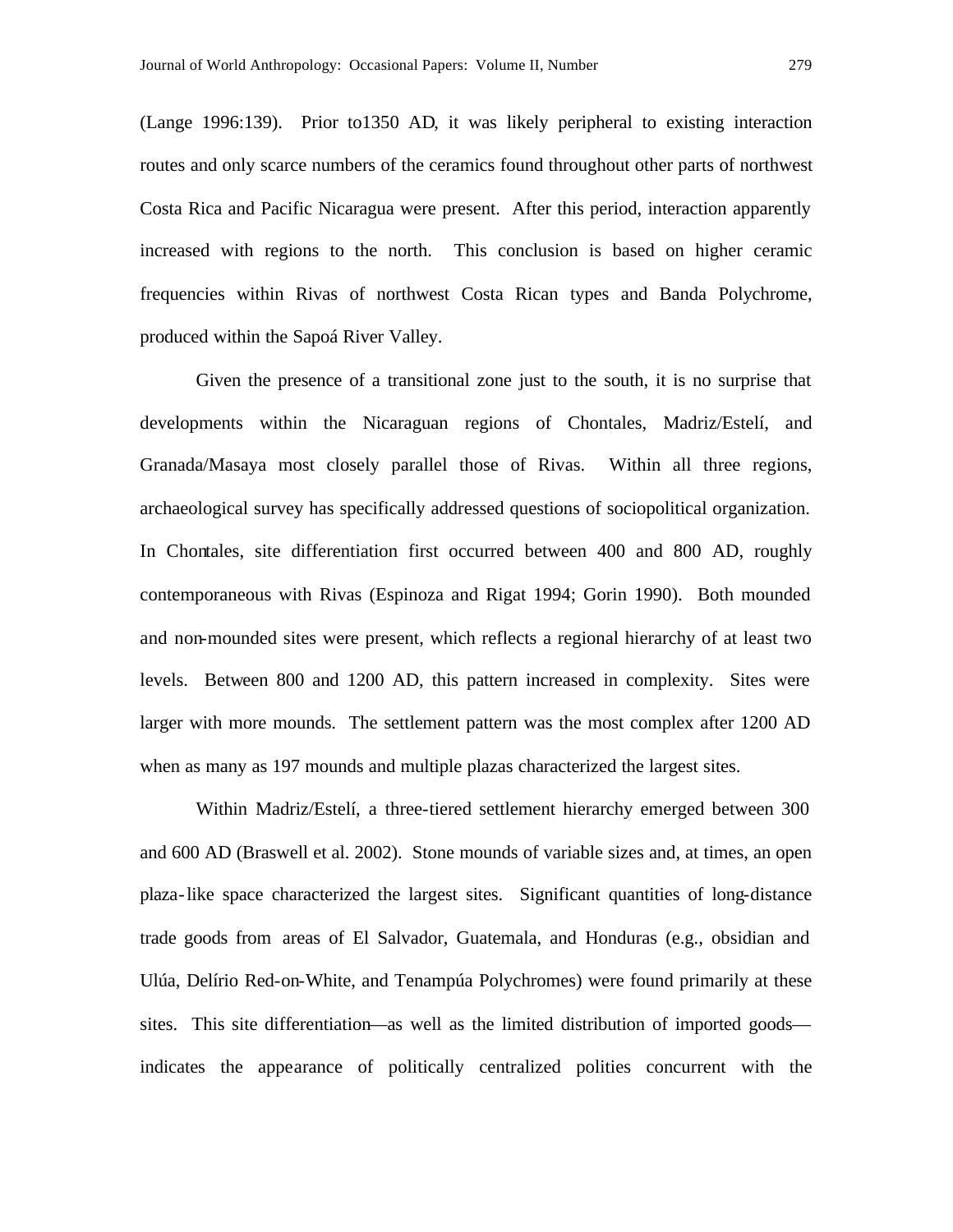(Lange 1996:139). Prior to1350 AD, it was likely peripheral to existing interaction routes and only scarce numbers of the ceramics found throughout other parts of northwest Costa Rica and Pacific Nicaragua were present. After this period, interaction apparently increased with regions to the north. This conclusion is based on higher ceramic frequencies within Rivas of northwest Costa Rican types and Banda Polychrome, produced within the Sapoá River Valley.

Given the presence of a transitional zone just to the south, it is no surprise that developments within the Nicaraguan regions of Chontales, Madriz/Estelí, and Granada/Masaya most closely parallel those of Rivas. Within all three regions, archaeological survey has specifically addressed questions of sociopolitical organization. In Chontales, site differentiation first occurred between 400 and 800 AD, roughly contemporaneous with Rivas (Espinoza and Rigat 1994; Gorin 1990). Both mounded and non-mounded sites were present, which reflects a regional hierarchy of at least two levels. Between 800 and 1200 AD, this pattern increased in complexity. Sites were larger with more mounds. The settlement pattern was the most complex after 1200 AD when as many as 197 mounds and multiple plazas characterized the largest sites.

Within Madriz/Estelí, a three-tiered settlement hierarchy emerged between 300 and 600 AD (Braswell et al. 2002). Stone mounds of variable sizes and, at times, an open plaza-like space characterized the largest sites. Significant quantities of long-distance trade goods from areas of El Salvador, Guatemala, and Honduras (e.g., obsidian and Ulúa, Delírio Red-on-White, and Tenampúa Polychromes) were found primarily at these sites. This site differentiation—as well as the limited distribution of imported goods—indicates the appearance of politically centralized polities concurrent with the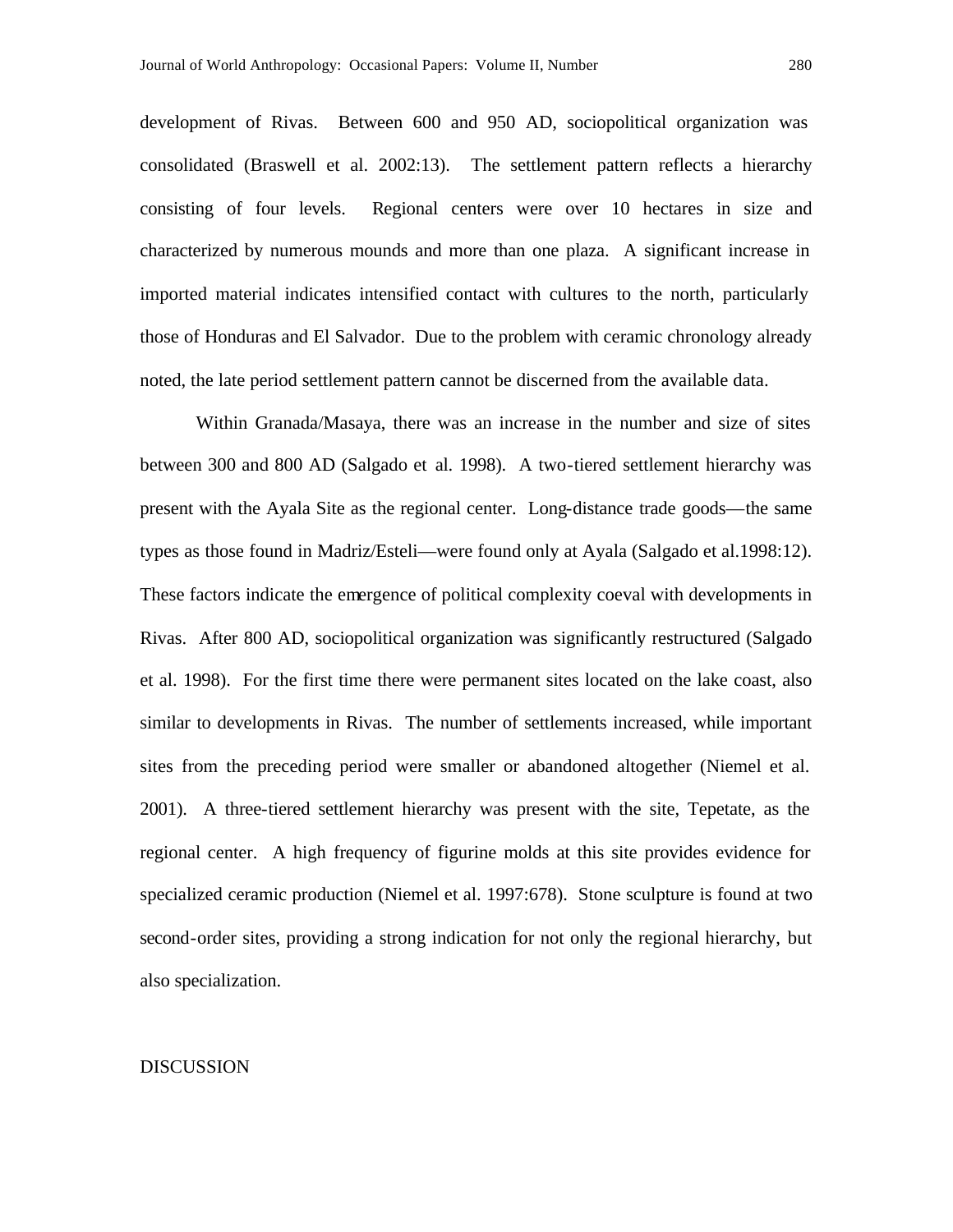development of Rivas. Between 600 and 950 AD, sociopolitical organization was consolidated (Braswell et al. 2002:13). The settlement pattern reflects a hierarchy consisting of four levels. Regional centers were over 10 hectares in size and characterized by numerous mounds and more than one plaza. A significant increase in imported material indicates intensified contact with cultures to the north, particularly those of Honduras and El Salvador. Due to the problem with ceramic chronology already noted, the late period settlement pattern cannot be discerned from the available data.

Within Granada/Masaya, there was an increase in the number and size of sites between 300 and 800 AD (Salgado et al. 1998). A two-tiered settlement hierarchy was present with the Ayala Site as the regional center. Long-distance trade goods—the same types as those found in Madriz/Esteli—were found only at Ayala (Salgado et al.1998:12). These factors indicate the emergence of political complexity coeval with developments in Rivas. After 800 AD, sociopolitical organization was significantly restructured (Salgado et al. 1998). For the first time there were permanent sites located on the lake coast, also similar to developments in Rivas. The number of settlements increased, while important sites from the preceding period were smaller or abandoned altogether (Niemel et al. 2001). A three-tiered settlement hierarchy was present with the site, Tepetate, as the regional center. A high frequency of figurine molds at this site provides evidence for specialized ceramic production (Niemel et al. 1997:678). Stone sculpture is found at two second-order sites, providing a strong indication for not only the regional hierarchy, but also specialization.

## DISCUSSION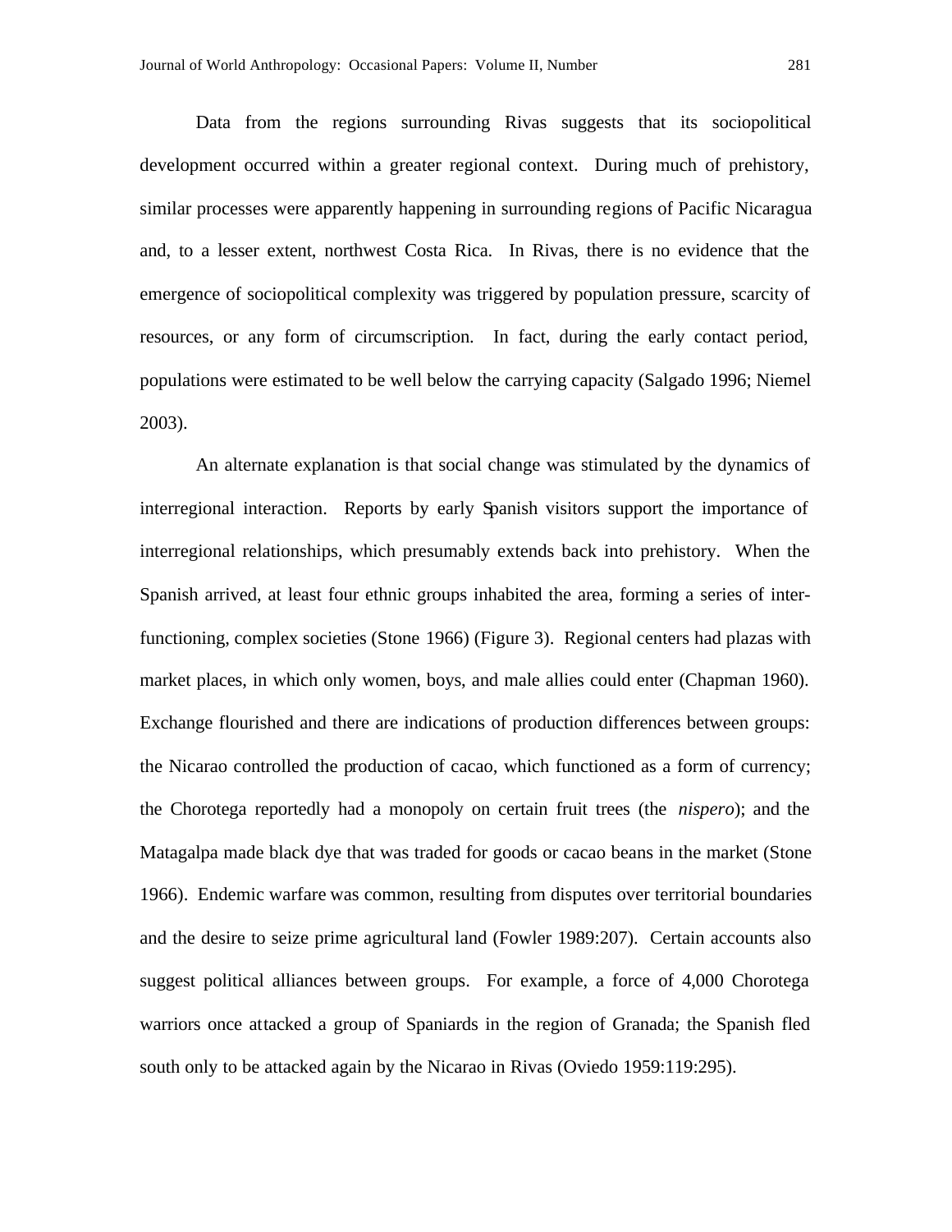Data from the regions surrounding Rivas suggests that its sociopolitical development occurred within a greater regional context. During much of prehistory, similar processes were apparently happening in surrounding regions of Pacific Nicaragua and, to a lesser extent, northwest Costa Rica. In Rivas, there is no evidence that the emergence of sociopolitical complexity was triggered by population pressure, scarcity of resources, or any form of circumscription. In fact, during the early contact period, populations were estimated to be well below the carrying capacity (Salgado 1996; Niemel 2003).

An alternate explanation is that social change was stimulated by the dynamics of interregional interaction. Reports by early Spanish visitors support the importance of interregional relationships, which presumably extends back into prehistory. When the Spanish arrived, at least four ethnic groups inhabited the area, forming a series of inter-functioning, complex societies (Stone 1966) (Figure 3). Regional centers had plazas with market places, in which only women, boys, and male allies could enter (Chapman 1960). Exchange flourished and there are indications of production differences between groups: the Nicarao controlled the production of cacao, which functioned as a form of currency; the Chorotega reportedly had a monopoly on certain fruit trees (the *nispero*); and the Matagalpa made black dye that was traded for goods or cacao beans in the market (Stone 1966). Endemic warfare was common, resulting from disputes over territorial boundaries and the desire to seize prime agricultural land (Fowler 1989:207). Certain accounts also suggest political alliances between groups. For example, a force of 4,000 Chorotega warriors once attacked a group of Spaniards in the region of Granada; the Spanish fled south only to be attacked again by the Nicarao in Rivas (Oviedo 1959:119:295).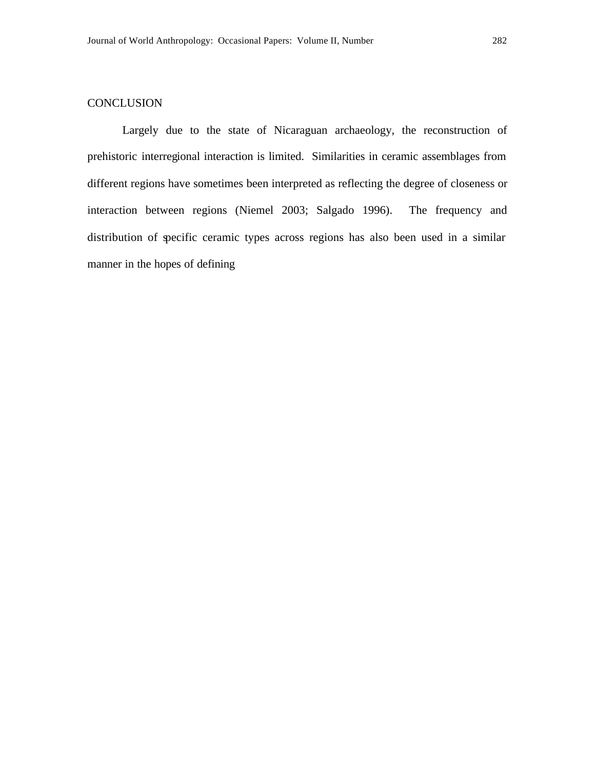## CONCLUSION

Largely due to the state of Nicaraguan archaeology, the reconstruction of prehistoric interregional interaction is limited. Similarities in ceramic assemblages from different regions have sometimes been interpreted as reflecting the degree of closeness or interaction between regions (Niemel 2003; Salgado 1996). The frequency and distribution of specific ceramic types across regions has also been used in a similar manner in the hopes of defining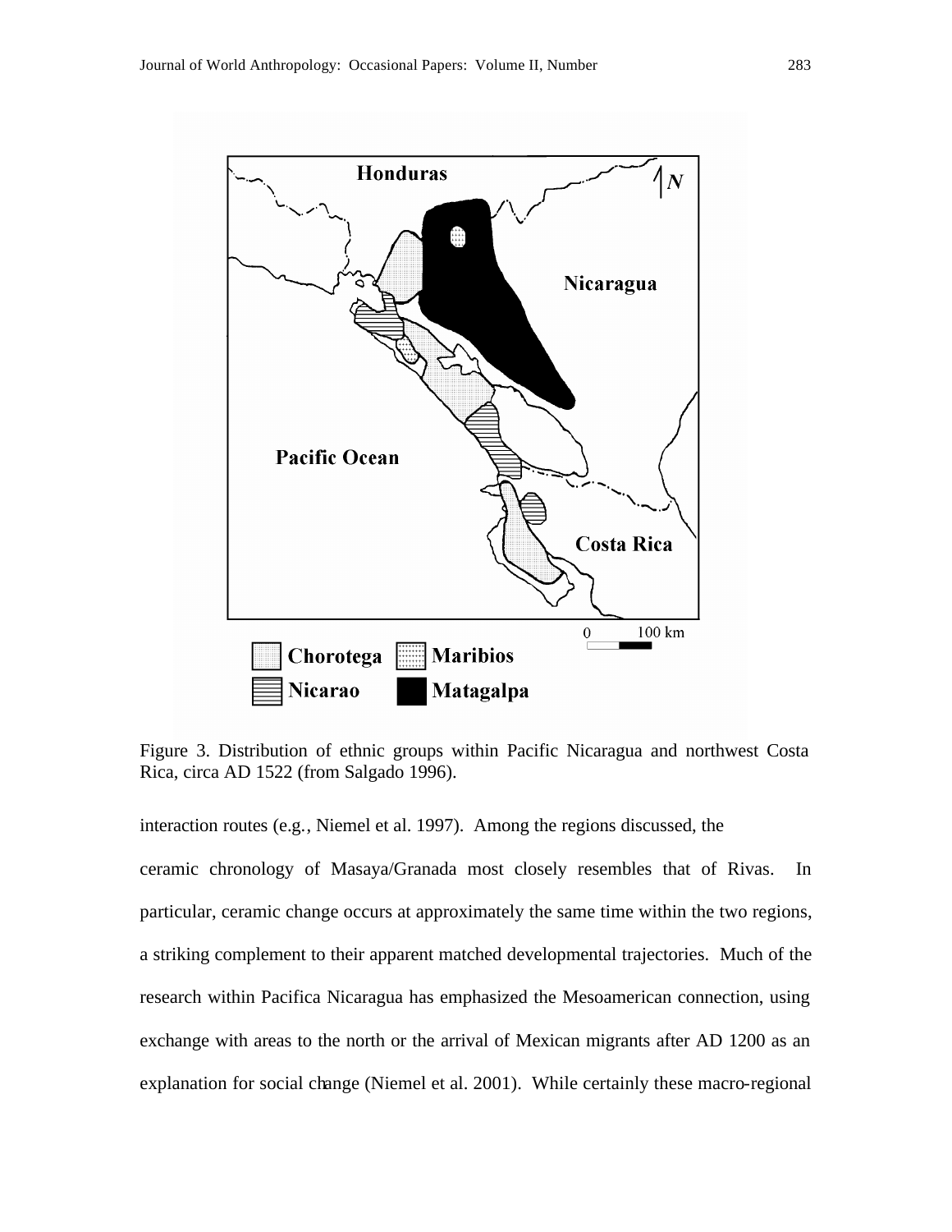Figure 3. Distribution of ethnic groups within Pacific Nicaragua and northwest Costa Rica, circa AD 1522 (from Salgado 1996).

interaction routes (e.g., Niemel et al. 1997). Among the regions discussed, the ceramic chronology of Masaya/Granada most closely resembles that of Rivas. In particular, ceramic change occurs at approximately the same time within the two regions, a striking complement to their apparent matched developmental trajectories. Much of the research within Pacifica Nicaragua has emphasized the Mesoamerican connection, using exchange with areas to the north or the arrival of Mexican migrants after AD 1200 as an explanation for social change (Niemel et al. 2001). While certainly these macro-regional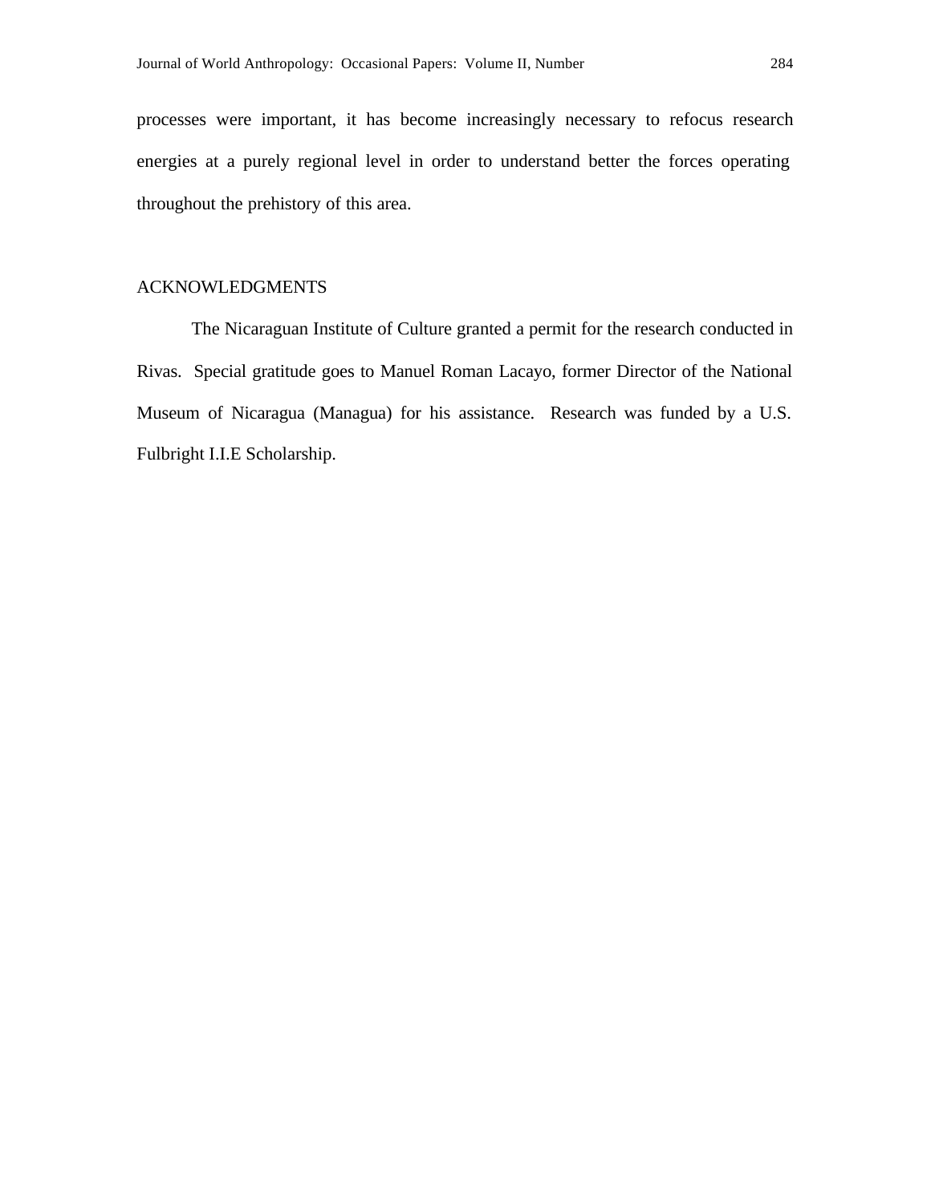processes were important, it has become increasingly necessary to refocus research energies at a purely regional level in order to understand better the forces operating throughout the prehistory of this area.

## ACKNOWLEDGMENTS

The Nicaraguan Institute of Culture granted a permit for the research conducted in Rivas. Special gratitude goes to Manuel Roman Lacayo, former Director of the National Museum of Nicaragua (Managua) for his assistance. Research was funded by a U.S. Fulbright I.I.E Scholarship.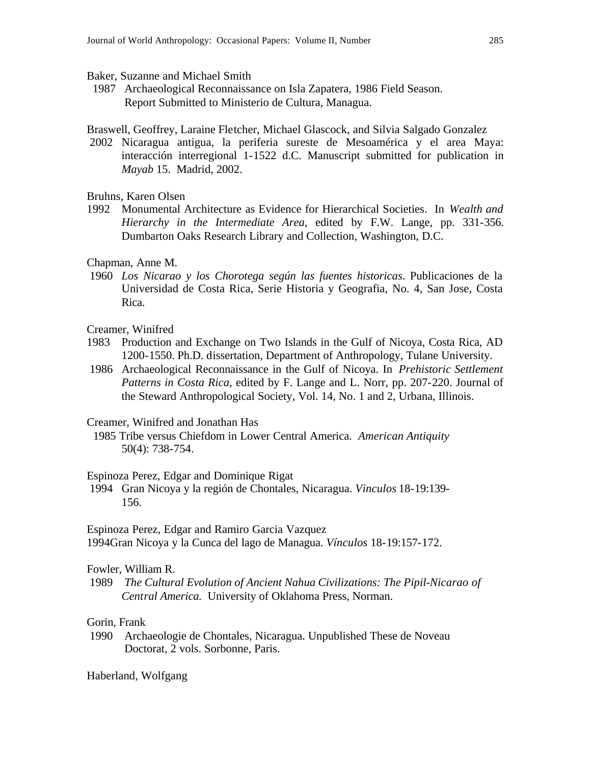Baker, Suzanne and Michael Smith

1987 Archaeological Reconnaissance on Isla Zapatera, 1986 Field Season. Report Submitted to Ministerio de Cultura, Managua.

Braswell, Geoffrey, Laraine Fletcher, Michael Glascock, and Silvia Salgado Gonzalez

2002 Nicaragua antigua, la periferia sureste de Mesoamérica y el area Maya: interacción interregional 1-1522 d.C. Manuscript submitted for publication in *Mayab* 15. Madrid, 2002.

Bruhns, Karen Olsen

1992 Monumental Architecture as Evidence for Hierarchical Societies. In *Wealth and Hierarchy in the Intermediate Area*, edited by F.W. Lange, pp. 331-356. Dumbarton Oaks Research Library and Collection, Washington, D.C.

Chapman, Anne M.

1960 *Los Nicarao y los Chorotega según las fuentes historicas*. Publicaciones de la Universidad de Costa Rica, Serie Historia y Geografia, No. 4, San Jose, Costa Rica.

Creamer, Winifred

1983 Production and Exchange on Two Islands in the Gulf of Nicoya, Costa Rica, AD 1200-1550. Ph.D. dissertation, Department of Anthropology, Tulane University.

1986 Archaeological Reconnaissance in the Gulf of Nicoya. In *Prehistoric Settlement Patterns in Costa Rica,* edited by F. Lange and L. Norr, pp. 207-220. Journal of the Steward Anthropological Society, Vol. 14, No. 1 and 2, Urbana, Illinois.

Creamer, Winifred and Jonathan Has

1985 Tribe versus Chiefdom in Lower Central America. *American Antiquity* 50(4): 738-754.

Espinoza Perez, Edgar and Dominique Rigat

1994 Gran Nicoya y la región de Chontales, Nicaragua. *Vinculos* 18-19:139-156.

Espinoza Perez, Edgar and Ramiro Garcia Vazquez

1994Gran Nicoya y la Cunca del lago de Managua. *Vínculos* 18-19:157-172.

Fowler, William R.

1989 *The Cultural Evolution of Ancient Nahua Civilizations: The Pipil-Nicarao of Central America.* University of Oklahoma Press, Norman.

Gorin, Frank

1990 Archaeologie de Chontales, Nicaragua. Unpublished These de Noveau Doctorat, 2 vols. Sorbonne, Paris.

Haberland, Wolfgang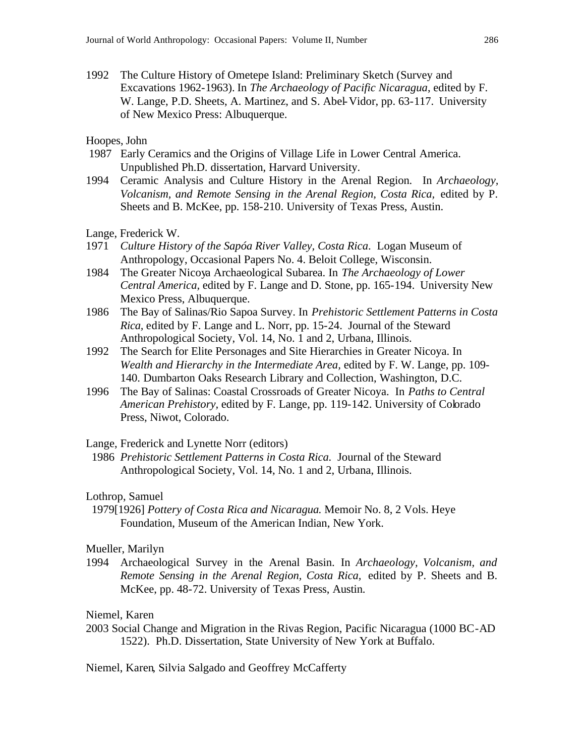1992 The Culture History of Ometepe Island: Preliminary Sketch (Survey and Excavations 1962-1963). In *The Archaeology of Pacific Nicaragua*, edited by F. W. Lange, P.D. Sheets, A. Martinez, and S. Abel-Vidor, pp. 63-117. University of New Mexico Press: Albuquerque.

Hoopes, John

1987 Early Ceramics and the Origins of Village Life in Lower Central America. Unpublished Ph.D. dissertation, Harvard University.

1994 Ceramic Analysis and Culture History in the Arenal Region. In *Archaeology, Volcanism, and Remote Sensing in the Arenal Region, Costa Rica*, edited by P. Sheets and B. McKee, pp. 158-210. University of Texas Press, Austin.

Lange, Frederick W.

1971 *Culture History of the Sapóa River Valley, Costa Rica*. Logan Museum of Anthropology, Occasional Papers No. 4. Beloit College, Wisconsin.

1984 The Greater Nicoya Archaeological Subarea. In *The Archaeology of Lower Central America*, edited by F. Lange and D. Stone, pp. 165-194. University New Mexico Press, Albuquerque.

1986 The Bay of Salinas/Rio Sapoa Survey. In *Prehistoric Settlement Patterns in Costa Rica*, edited by F. Lange and L. Norr, pp. 15-24. Journal of the Steward Anthropological Society, Vol. 14, No. 1 and 2, Urbana, Illinois.

1992 The Search for Elite Personages and Site Hierarchies in Greater Nicoya. In *Wealth and Hierarchy in the Intermediate Area*, edited by F. W. Lange, pp. 109-140. Dumbarton Oaks Research Library and Collection, Washington, D.C.

1996 The Bay of Salinas: Coastal Crossroads of Greater Nicoya. In *Paths to Central American Prehistory*, edited by F. Lange, pp. 119-142. University of Colorado Press, Niwot, Colorado.

Lange, Frederick and Lynette Norr (editors)

1986 *Prehistoric Settlement Patterns in Costa Rica.* Journal of the Steward Anthropological Society, Vol. 14, No. 1 and 2, Urbana, Illinois.

Lothrop, Samuel

1979[1926] *Pottery of Costa Rica and Nicaragua.* Memoir No. 8, 2 Vols. Heye Foundation, Museum of the American Indian, New York.

Mueller, Marilyn

1994 Archaeological Survey in the Arenal Basin. In *Archaeology, Volcanism, and Remote Sensing in the Arenal Region, Costa Rica*, edited by P. Sheets and B. McKee, pp. 48-72. University of Texas Press, Austin.

Niemel, Karen

2003 Social Change and Migration in the Rivas Region, Pacific Nicaragua (1000 BC-AD 1522). Ph.D. Dissertation, State University of New York at Buffalo.

Niemel, Karen, Silvia Salgado and Geoffrey McCafferty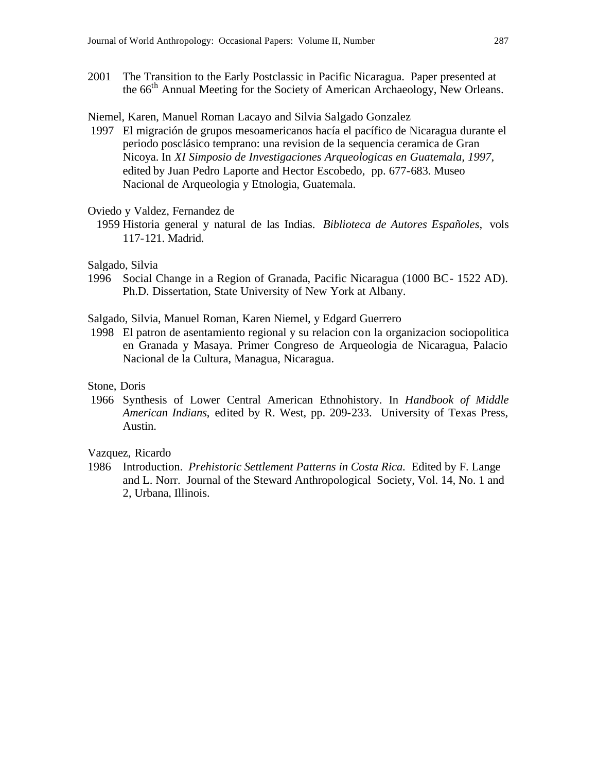2001 The Transition to the Early Postclassic in Pacific Nicaragua. Paper presented at the 66th Annual Meeting for the Society of American Archaeology, New Orleans.

Niemel, Karen, Manuel Roman Lacayo and Silvia Salgado Gonzalez
1997 El migración de grupos mesoamericanos hacía el pacífico de Nicaragua durante el periodo posclásico temprano: una revision de la sequencia ceramica de Gran Nicoya. In *XI Simposio de Investigaciones Arqueologicas en Guatemala, 1997*, edited by Juan Pedro Laporte and Hector Escobedo, pp. 677-683. Museo Nacional de Arqueologia y Etnologia, Guatemala.

Oviedo y Valdez, Fernandez de
1959 Historia general y natural de las Indias. *Biblioteca de Autores Españoles,* vols 117-121. Madrid.

Salgado, Silvia
1996 Social Change in a Region of Granada, Pacific Nicaragua (1000 BC- 1522 AD). Ph.D. Dissertation, State University of New York at Albany.

Salgado, Silvia, Manuel Roman, Karen Niemel, y Edgard Guerrero
1998 El patron de asentamiento regional y su relacion con la organizacion sociopolitica en Granada y Masaya. Primer Congreso de Arqueologia de Nicaragua, Palacio Nacional de la Cultura, Managua, Nicaragua.

Stone, Doris
1966 Synthesis of Lower Central American Ethnohistory. In *Handbook of Middle American Indians*, edited by R. West, pp. 209-233. University of Texas Press, Austin.

Vazquez, Ricardo
1986 Introduction. *Prehistoric Settlement Patterns in Costa Rica.* Edited by F. Lange and L. Norr. Journal of the Steward Anthropological Society, Vol. 14, No. 1 and 2, Urbana, Illinois.